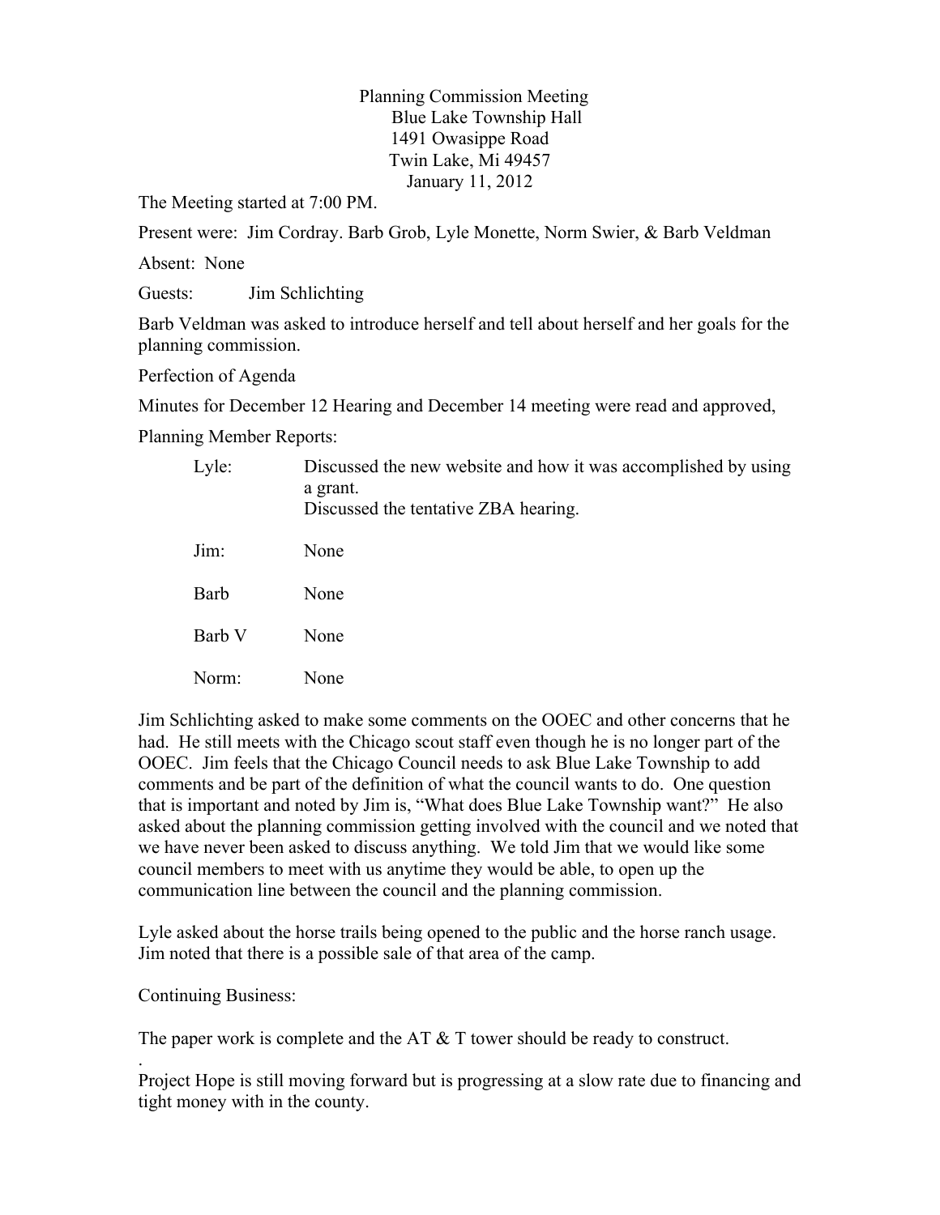Planning Commission Meeting
Blue Lake Township Hall
1491 Owasippe Road
Twin Lake, Mi 49457
January 11, 2012

The Meeting started at 7:00 PM.

Present were: Jim Cordray. Barb Grob, Lyle Monette, Norm Swier, & Barb Veldman

Absent: None

Guests: Jim Schlichting

Barb Veldman was asked to introduce herself and tell about herself and her goals for the planning commission.

Perfection of Agenda

Minutes for December 12 Hearing and December 14 meeting were read and approved,

Planning Member Reports:

| | |
|---|---|
| Lyle: | Discussed the new website and how it was accomplished by using a grant.<br>Discussed the tentative ZBA hearing. |
| Jim: | None |
| Barb | None |
| Barb V | None |
| Norm: | None |

Jim Schlichting asked to make some comments on the OOEC and other concerns that he had. He still meets with the Chicago scout staff even though he is no longer part of the OOEC. Jim feels that the Chicago Council needs to ask Blue Lake Township to add comments and be part of the definition of what the council wants to do. One question that is important and noted by Jim is, "What does Blue Lake Township want?" He also asked about the planning commission getting involved with the council and we noted that we have never been asked to discuss anything. We told Jim that we would like some council members to meet with us anytime they would be able, to open up the communication line between the council and the planning commission.

Lyle asked about the horse trails being opened to the public and the horse ranch usage. Jim noted that there is a possible sale of that area of the camp.

Continuing Business:

The paper work is complete and the AT & T tower should be ready to construct.

.

Project Hope is still moving forward but is progressing at a slow rate due to financing and tight money with in the county.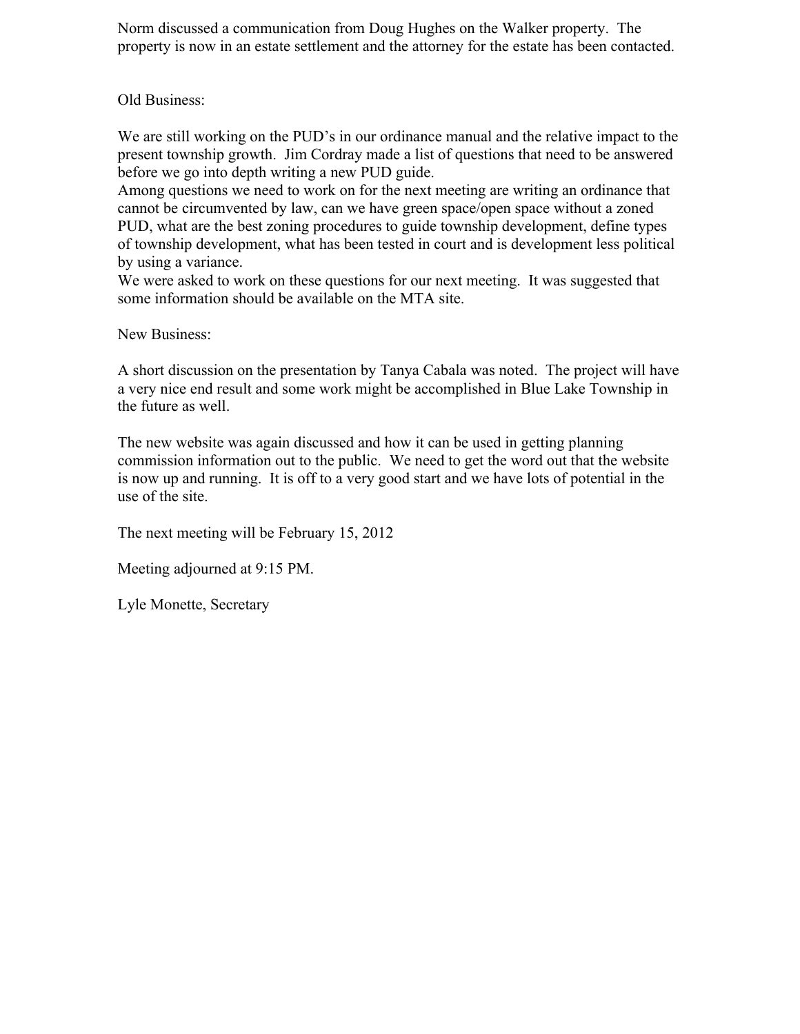Norm discussed a communication from Doug Hughes on the Walker property. The property is now in an estate settlement and the attorney for the estate has been contacted.

Old Business:

We are still working on the PUD's in our ordinance manual and the relative impact to the present township growth. Jim Cordray made a list of questions that need to be answered before we go into depth writing a new PUD guide.
Among questions we need to work on for the next meeting are writing an ordinance that cannot be circumvented by law, can we have green space/open space without a zoned PUD, what are the best zoning procedures to guide township development, define types of township development, what has been tested in court and is development less political by using a variance.
We were asked to work on these questions for our next meeting. It was suggested that some information should be available on the MTA site.

New Business:

A short discussion on the presentation by Tanya Cabala was noted. The project will have a very nice end result and some work might be accomplished in Blue Lake Township in the future as well.

The new website was again discussed and how it can be used in getting planning commission information out to the public. We need to get the word out that the website is now up and running. It is off to a very good start and we have lots of potential in the use of the site.

The next meeting will be February 15, 2012

Meeting adjourned at 9:15 PM.

Lyle Monette, Secretary